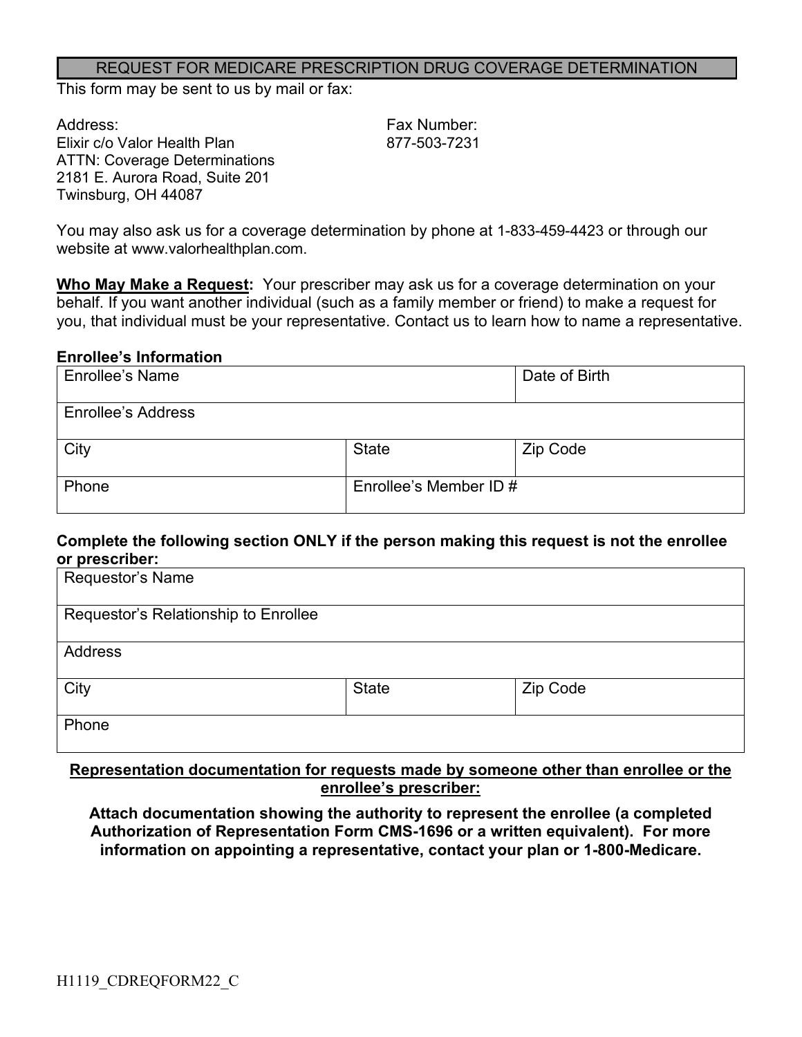# REQUEST FOR MEDICARE PRESCRIPTION DRUG COVERAGE DETERMINATION

This form may be sent to us by mail or fax:

Address:
Elixir c/o Valor Health Plan
ATTN: Coverage Determinations
2181 E. Aurora Road, Suite 201
Twinsburg, OH 44087

Fax Number:
877-503-7231

You may also ask us for a coverage determination by phone at 1-833-459-4423 or through our website at www.valorhealthplan.com.

**Who May Make a Request:** Your prescriber may ask us for a coverage determination on your behalf. If you want another individual (such as a family member or friend) to make a request for you, that individual must be your representative. Contact us to learn how to name a representative.

**Enrollee's Information**

| Enrollee's Name | | Date of Birth |
|---|---|---|
| Enrollee's Address | | |
| City | State | Zip Code |
| Phone | Enrollee's Member ID # | |

**Complete the following section ONLY if the person making this request is not the enrollee or prescriber:**

| Requestor's Name | | |
|---|---|---|
| Requestor's Relationship to Enrollee | | |
| Address | | |
| City | State | Zip Code |
| Phone | | |

**Representation documentation for requests made by someone other than enrollee or the enrollee's prescriber:**

**Attach documentation showing the authority to represent the enrollee (a completed Authorization of Representation Form CMS-1696 or a written equivalent). For more information on appointing a representative, contact your plan or 1-800-Medicare.**

H1119_CDREQFORM22_C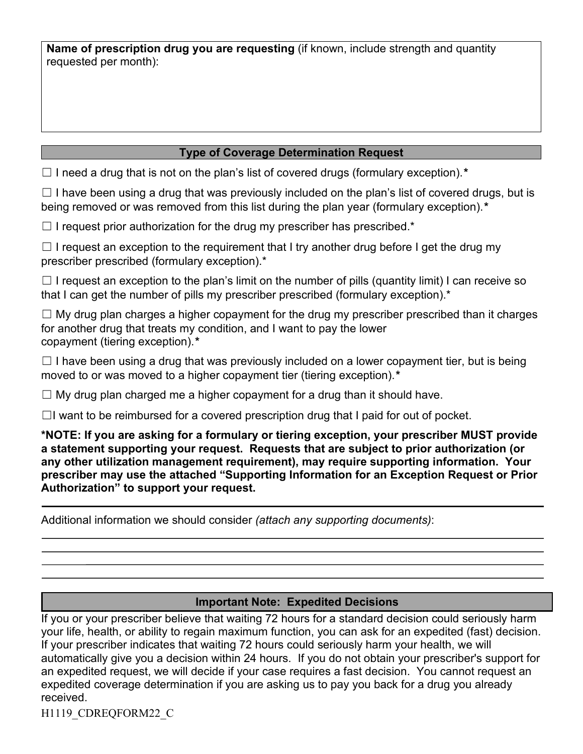**Name of prescription drug you are requesting** (if known, include strength and quantity requested per month):

## Type of Coverage Determination Request

☐ I need a drug that is not on the plan's list of covered drugs (formulary exception).**\***

☐ I have been using a drug that was previously included on the plan's list of covered drugs, but is being removed or was removed from this list during the plan year (formulary exception).**\***

☐ I request prior authorization for the drug my prescriber has prescribed.*

☐ I request an exception to the requirement that I try another drug before I get the drug my prescriber prescribed (formulary exception).*

☐ I request an exception to the plan's limit on the number of pills (quantity limit) I can receive so that I can get the number of pills my prescriber prescribed (formulary exception).*

☐ My drug plan charges a higher copayment for the drug my prescriber prescribed than it charges for another drug that treats my condition, and I want to pay the lower copayment (tiering exception).**\***

☐ I have been using a drug that was previously included on a lower copayment tier, but is being moved to or was moved to a higher copayment tier (tiering exception).**\***

☐ My drug plan charged me a higher copayment for a drug than it should have.

☐I want to be reimbursed for a covered prescription drug that I paid for out of pocket.

**\*NOTE: If you are asking for a formulary or tiering exception, your prescriber MUST provide a statement supporting your request. Requests that are subject to prior authorization (or any other utilization management requirement), may require supporting information. Your prescriber may use the attached "Supporting Information for an Exception Request or Prior Authorization" to support your request.**

Additional information we should consider *(attach any supporting documents)*:

## Important Note: Expedited Decisions

If you or your prescriber believe that waiting 72 hours for a standard decision could seriously harm your life, health, or ability to regain maximum function, you can ask for an expedited (fast) decision. If your prescriber indicates that waiting 72 hours could seriously harm your health, we will automatically give you a decision within 24 hours. If you do not obtain your prescriber's support for an expedited request, we will decide if your case requires a fast decision. You cannot request an expedited coverage determination if you are asking us to pay you back for a drug you already received.

H1119_CDREQFORM22_C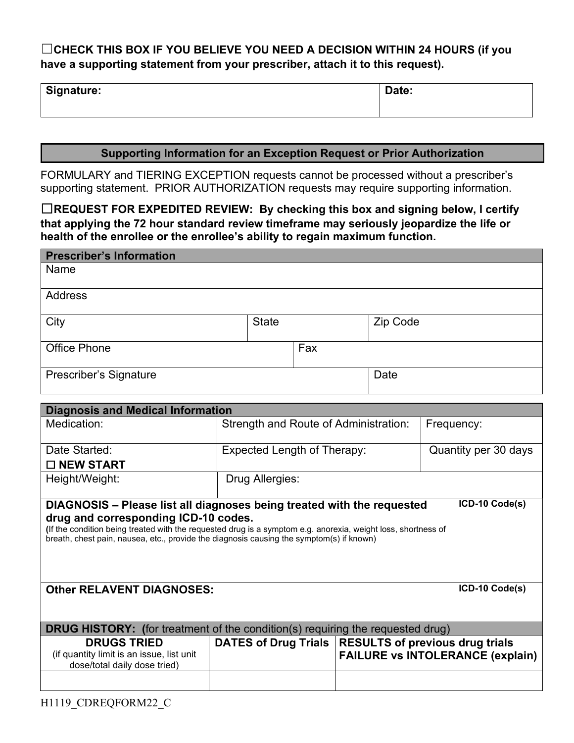☐**CHECK THIS BOX IF YOU BELIEVE YOU NEED A DECISION WITHIN 24 HOURS (if you have a supporting statement from your prescriber, attach it to this request).**

| Signature: | Date: |
|---|---|
| | |

## Supporting Information for an Exception Request or Prior Authorization

FORMULARY and TIERING EXCEPTION requests cannot be processed without a prescriber's supporting statement. PRIOR AUTHORIZATION requests may require supporting information.

☐**REQUEST FOR EXPEDITED REVIEW: By checking this box and signing below, I certify that applying the 72 hour standard review timeframe may seriously jeopardize the life or health of the enrollee or the enrollee's ability to regain maximum function.**

| **Prescriber's Information** | | |
|---|---|---|
| Name | | |
| Address | | |
| City | State | Zip Code |
| Office Phone | Fax | |
| Prescriber's Signature | | Date |

| **Diagnosis and Medical Information** | | |
|---|---|---|
| Medication: | Strength and Route of Administration: | Frequency: |
| Date Started:<br>☐ **NEW START** | Expected Length of Therapy: | Quantity per 30 days |
| Height/Weight: | Drug Allergies: | |

| **DIAGNOSIS – Please list all diagnoses being treated with the requested drug and corresponding ICD-10 codes.**<br>(If the condition being treated with the requested drug is a symptom e.g. anorexia, weight loss, shortness of breath, chest pain, nausea, etc., provide the diagnosis causing the symptom(s) if known) | **ICD-10 Code(s)** |
|---|---|
| **Other RELAVENT DIAGNOSES:** | **ICD-10 Code(s)** |

| **DRUG HISTORY: (**for treatment of the condition(s) requiring the requested drug) | | |
|---|---|---|
| **DRUGS TRIED**<br>(if quantity limit is an issue, list unit dose/total daily dose tried) | **DATES of Drug Trials** | **RESULTS of previous drug trials FAILURE vs INTOLERANCE (explain)** |
| | | |

H1119_CDREQFORM22_C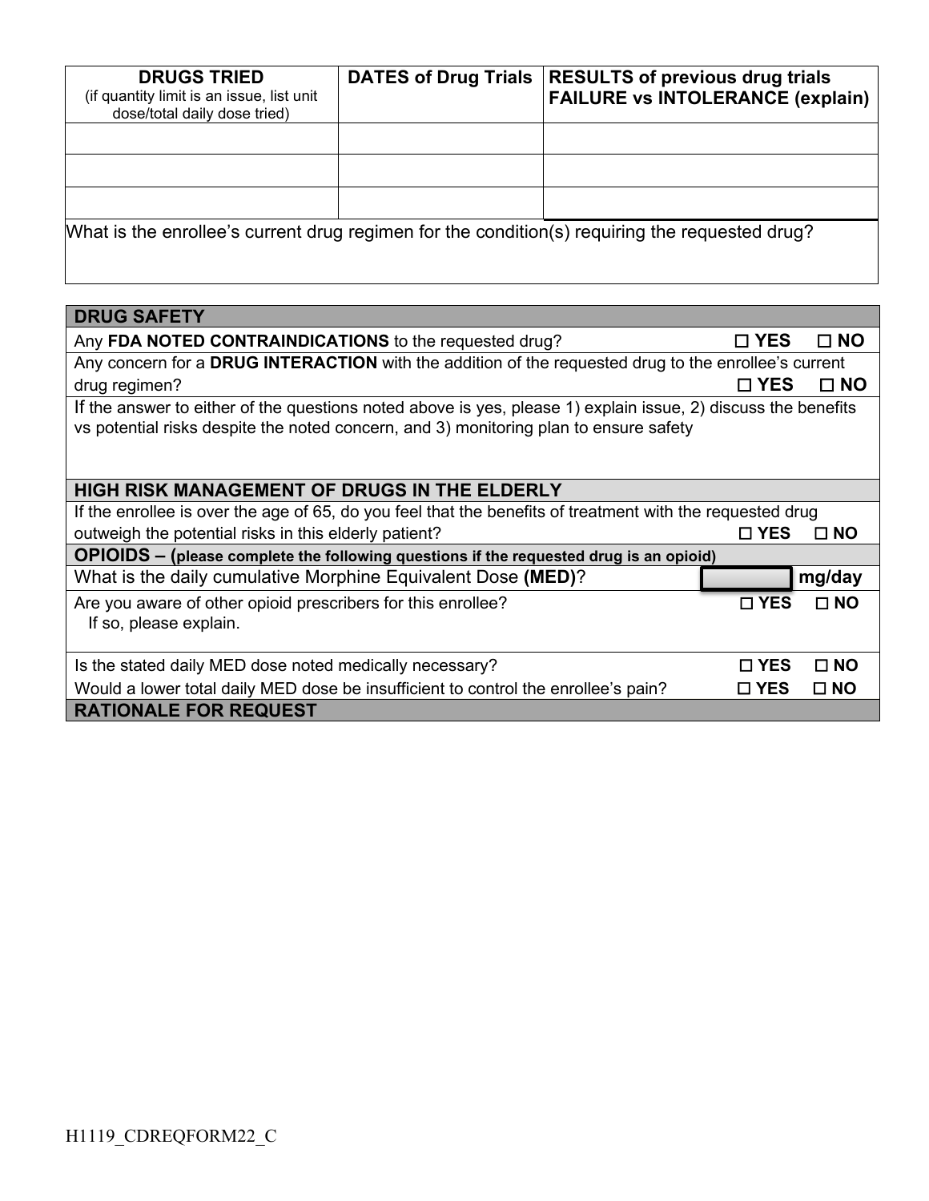| **DRUGS TRIED** (if quantity limit is an issue, list unit dose/total daily dose tried) | **DATES of Drug Trials** | **RESULTS of previous drug trials FAILURE vs INTOLERANCE (explain)** |
|---|---|---|
| | | |
| | | |
| | | |

What is the enrollee's current drug regimen for the condition(s) requiring the requested drug?

## DRUG SAFETY

Any **FDA NOTED CONTRAINDICATIONS** to the requested drug? ☐ **YES** ☐ **NO**

Any concern for a **DRUG INTERACTION** with the addition of the requested drug to the enrollee's current drug regimen? ☐ **YES** ☐ **NO**

If the answer to either of the questions noted above is yes, please 1) explain issue, 2) discuss the benefits vs potential risks despite the noted concern, and 3) monitoring plan to ensure safety

## HIGH RISK MANAGEMENT OF DRUGS IN THE ELDERLY

If the enrollee is over the age of 65, do you feel that the benefits of treatment with the requested drug outweigh the potential risks in this elderly patient? ☐ **YES** ☐ **NO**

## OPIOIDS – (please complete the following questions if the requested drug is an opioid)

What is the daily cumulative Morphine Equivalent Dose **(MED)**? ________ **mg/day**

Are you aware of other opioid prescribers for this enrollee? ☐ **YES** ☐ **NO**
If so, please explain.

Is the stated daily MED dose noted medically necessary? ☐ **YES** ☐ **NO**

Would a lower total daily MED dose be insufficient to control the enrollee's pain? ☐ **YES** ☐ **NO**

## RATIONALE FOR REQUEST

H1119_CDREQFORM22_C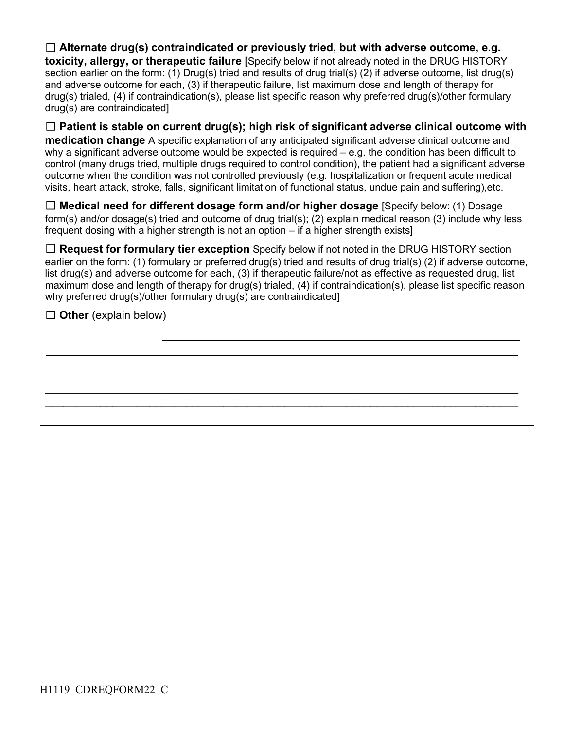☐ **Alternate drug(s) contraindicated or previously tried, but with adverse outcome, e.g. toxicity, allergy, or therapeutic failure** [Specify below if not already noted in the DRUG HISTORY section earlier on the form: (1) Drug(s) tried and results of drug trial(s) (2) if adverse outcome, list drug(s) and adverse outcome for each, (3) if therapeutic failure, list maximum dose and length of therapy for drug(s) trialed, (4) if contraindication(s), please list specific reason why preferred drug(s)/other formulary drug(s) are contraindicated]

☐ **Patient is stable on current drug(s); high risk of significant adverse clinical outcome with medication change** A specific explanation of any anticipated significant adverse clinical outcome and why a significant adverse outcome would be expected is required – e.g. the condition has been difficult to control (many drugs tried, multiple drugs required to control condition), the patient had a significant adverse outcome when the condition was not controlled previously (e.g. hospitalization or frequent acute medical visits, heart attack, stroke, falls, significant limitation of functional status, undue pain and suffering),etc.

☐ **Medical need for different dosage form and/or higher dosage** [Specify below: (1) Dosage form(s) and/or dosage(s) tried and outcome of drug trial(s); (2) explain medical reason (3) include why less frequent dosing with a higher strength is not an option – if a higher strength exists]

☐ **Request for formulary tier exception** Specify below if not noted in the DRUG HISTORY section earlier on the form: (1) formulary or preferred drug(s) tried and results of drug trial(s) (2) if adverse outcome, list drug(s) and adverse outcome for each, (3) if therapeutic failure/not as effective as requested drug, list maximum dose and length of therapy for drug(s) trialed, (4) if contraindication(s), please list specific reason why preferred drug(s)/other formulary drug(s) are contraindicated]

☐ **Other** (explain below)

\_\_\_\_\_\_\_\_\_\_\_\_\_\_\_\_\_\_\_\_\_\_\_\_\_\_\_\_\_\_\_\_\_\_\_\_\_\_\_\_\_\_\_\_\_\_\_\_\_\_\_\_\_\_\_\_\_\_\_\_

\_\_\_\_\_\_\_\_\_\_\_\_\_\_\_\_\_\_\_\_\_\_\_\_\_\_\_\_\_\_\_\_\_\_\_\_\_\_\_\_\_\_\_\_\_\_\_\_\_\_\_\_\_\_\_\_\_\_\_\_\_\_\_\_\_\_\_\_\_\_\_\_\_\_\_\_\_\_

\_\_\_\_\_\_\_\_\_\_\_\_\_\_\_\_\_\_\_\_\_\_\_\_\_\_\_\_\_\_\_\_\_\_\_\_\_\_\_\_\_\_\_\_\_\_\_\_\_\_\_\_\_\_\_\_\_\_\_\_\_\_\_\_\_\_\_\_\_\_\_\_\_\_\_\_\_\_

\_\_\_\_\_\_\_\_\_\_\_\_\_\_\_\_\_\_\_\_\_\_\_\_\_\_\_\_\_\_\_\_\_\_\_\_\_\_\_\_\_\_\_\_\_\_\_\_\_\_\_\_\_\_\_\_\_\_\_\_\_\_\_\_\_\_\_\_\_\_\_\_\_\_\_\_\_\_

\_\_\_\_\_\_\_\_\_\_\_\_\_\_\_\_\_\_\_\_\_\_\_\_\_\_\_\_\_\_\_\_\_\_\_\_\_\_\_\_\_\_\_\_\_\_\_\_\_\_\_\_\_\_\_\_\_\_\_\_\_\_\_\_\_\_\_\_\_\_\_\_\_\_\_\_\_\_

\_\_\_\_\_\_\_\_\_\_\_\_\_\_\_\_\_\_\_\_\_\_\_\_\_\_\_\_\_\_\_\_\_\_\_\_\_\_\_\_\_\_\_\_\_\_\_\_\_\_\_\_\_\_\_\_\_\_\_\_\_\_\_\_\_\_\_\_\_\_\_\_\_\_\_\_\_\_

H1119_CDREQFORM22_C